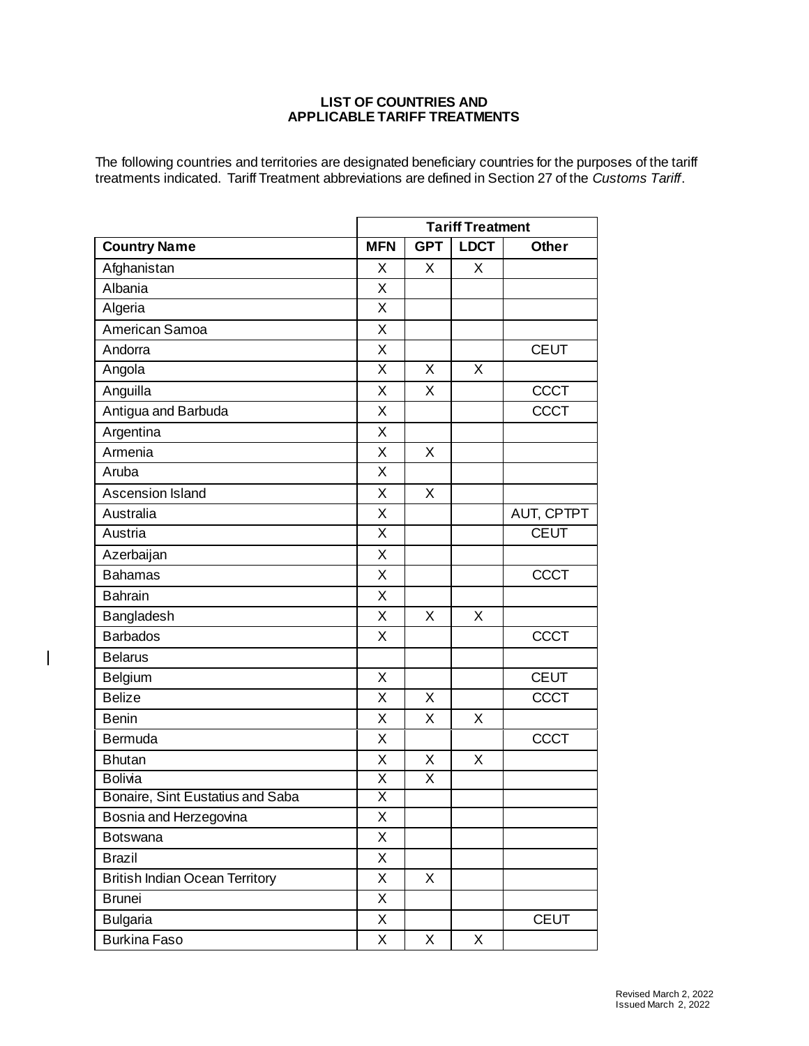**LIST OF COUNTRIES AND APPLICABLE TARIFF TREATMENTS**

The following countries and territories are designated beneficiary countries for the purposes of the tariff treatments indicated. Tariff Treatment abbreviations are defined in Section 27 of the *Customs Tariff*.

| | Tariff Treatment | | | |
|---|---|---|---|---|
| **Country Name** | **MFN** | **GPT** | **LDCT** | **Other** |
| Afghanistan | X | X | X | |
| Albania | X | | | |
| Algeria | X | | | |
| American Samoa | X | | | |
| Andorra | X | | | CEUT |
| Angola | X | X | X | |
| Anguilla | X | X | | CCCT |
| Antigua and Barbuda | X | | | CCCT |
| Argentina | X | | | |
| Armenia | X | X | | |
| Aruba | X | | | |
| Ascension Island | X | X | | |
| Australia | X | | | AUT, CPTPT |
| Austria | X | | | CEUT |
| Azerbaijan | X | | | |
| Bahamas | X | | | CCCT |
| Bahrain | X | | | |
| Bangladesh | X | X | X | |
| Barbados | X | | | CCCT |
| Belarus | | | | |
| Belgium | X | | | CEUT |
| Belize | X | X | | CCCT |
| Benin | X | X | X | |
| Bermuda | X | | | CCCT |
| Bhutan | X | X | X | |
| Bolivia | X | X | | |
| Bonaire, Sint Eustatius and Saba | X | | | |
| Bosnia and Herzegovina | X | | | |
| Botswana | X | | | |
| Brazil | X | | | |
| British Indian Ocean Territory | X | X | | |
| Brunei | X | | | |
| Bulgaria | X | | | CEUT |
| Burkina Faso | X | X | X | |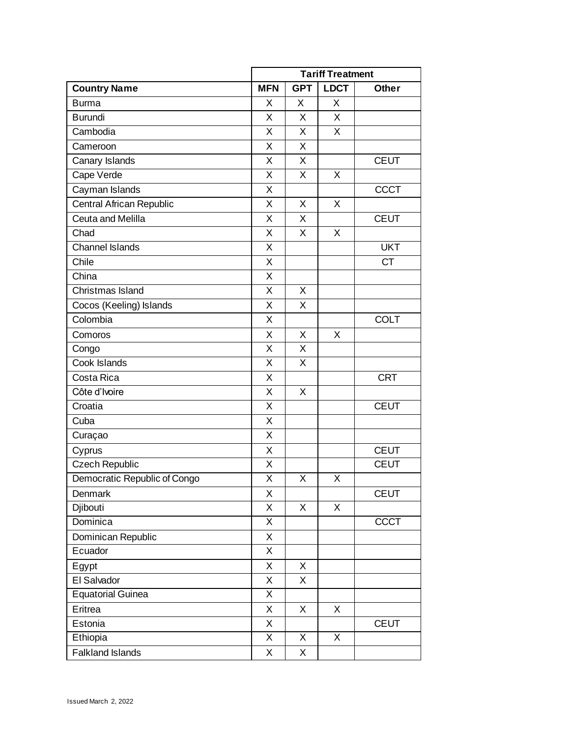| | Tariff Treatment | | | |
|---|---|---|---|---|
| **Country Name** | **MFN** | **GPT** | **LDCT** | **Other** |
| Burma | X | X | X | |
| Burundi | X | X | X | |
| Cambodia | X | X | X | |
| Cameroon | X | X | | |
| Canary Islands | X | X | | CEUT |
| Cape Verde | X | X | X | |
| Cayman Islands | X | | | CCCT |
| Central African Republic | X | X | X | |
| Ceuta and Melilla | X | X | | CEUT |
| Chad | X | X | X | |
| Channel Islands | X | | | UKT |
| Chile | X | | | CT |
| China | X | | | |
| Christmas Island | X | X | | |
| Cocos (Keeling) Islands | X | X | | |
| Colombia | X | | | COLT |
| Comoros | X | X | X | |
| Congo | X | X | | |
| Cook Islands | X | X | | |
| Costa Rica | X | | | CRT |
| Côte d'Ivoire | X | X | | |
| Croatia | X | | | CEUT |
| Cuba | X | | | |
| Curaçao | X | | | |
| Cyprus | X | | | CEUT |
| Czech Republic | X | | | CEUT |
| Democratic Republic of Congo | X | X | X | |
| Denmark | X | | | CEUT |
| Djibouti | X | X | X | |
| Dominica | X | | | CCCT |
| Dominican Republic | X | | | |
| Ecuador | X | | | |
| Egypt | X | X | | |
| El Salvador | X | X | | |
| Equatorial Guinea | X | | | |
| Eritrea | X | X | X | |
| Estonia | X | | | CEUT |
| Ethiopia | X | X | X | |
| Falkland Islands | X | X | | |

Issued March 2, 2022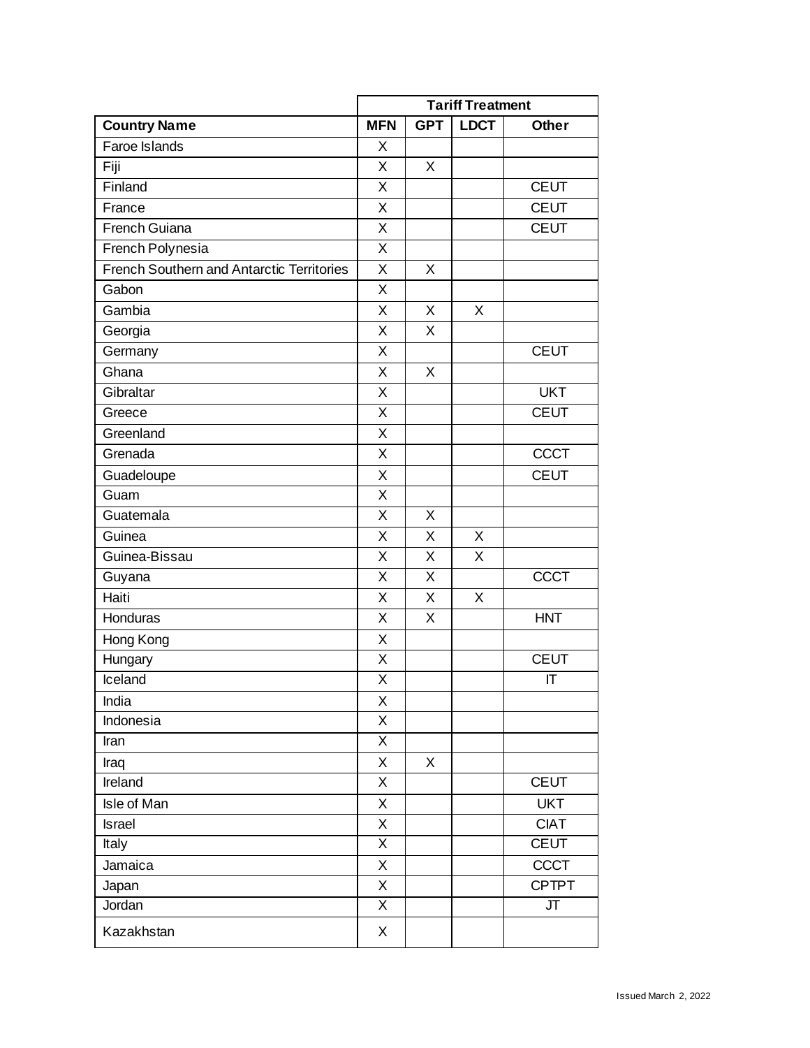| | Tariff Treatment | | | |
|---|---|---|---|---|
| **Country Name** | **MFN** | **GPT** | **LDCT** | **Other** |
| Faroe Islands | X | | | |
| Fiji | X | X | | |
| Finland | X | | | CEUT |
| France | X | | | CEUT |
| French Guiana | X | | | CEUT |
| French Polynesia | X | | | |
| French Southern and Antarctic Territories | X | X | | |
| Gabon | X | | | |
| Gambia | X | X | X | |
| Georgia | X | X | | |
| Germany | X | | | CEUT |
| Ghana | X | X | | |
| Gibraltar | X | | | UKT |
| Greece | X | | | CEUT |
| Greenland | X | | | |
| Grenada | X | | | CCCT |
| Guadeloupe | X | | | CEUT |
| Guam | X | | | |
| Guatemala | X | X | | |
| Guinea | X | X | X | |
| Guinea-Bissau | X | X | X | |
| Guyana | X | X | | CCCT |
| Haiti | X | X | X | |
| Honduras | X | X | | HNT |
| Hong Kong | X | | | |
| Hungary | X | | | CEUT |
| Iceland | X | | | IT |
| India | X | | | |
| Indonesia | X | | | |
| Iran | X | | | |
| Iraq | X | X | | |
| Ireland | X | | | CEUT |
| Isle of Man | X | | | UKT |
| Israel | X | | | CIAT |
| Italy | X | | | CEUT |
| Jamaica | X | | | CCCT |
| Japan | X | | | CPTPT |
| Jordan | X | | | JT |
| Kazakhstan | X | | | |

Issued March 2, 2022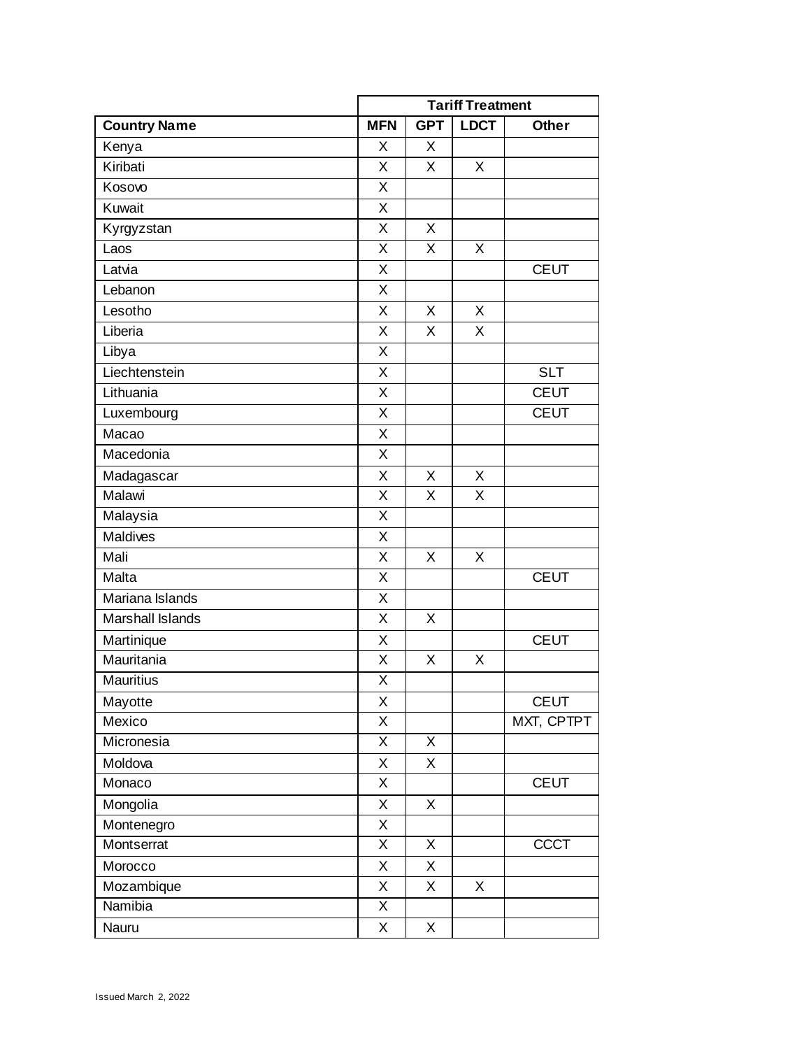| | Tariff Treatment | | | |
|---|---|---|---|---|
| **Country Name** | **MFN** | **GPT** | **LDCT** | **Other** |
| Kenya | X | X | | |
| Kiribati | X | X | X | |
| Kosovo | X | | | |
| Kuwait | X | | | |
| Kyrgyzstan | X | X | | |
| Laos | X | X | X | |
| Latvia | X | | | CEUT |
| Lebanon | X | | | |
| Lesotho | X | X | X | |
| Liberia | X | X | X | |
| Libya | X | | | |
| Liechtenstein | X | | | SLT |
| Lithuania | X | | | CEUT |
| Luxembourg | X | | | CEUT |
| Macao | X | | | |
| Macedonia | X | | | |
| Madagascar | X | X | X | |
| Malawi | X | X | X | |
| Malaysia | X | | | |
| Maldives | X | | | |
| Mali | X | X | X | |
| Malta | X | | | CEUT |
| Mariana Islands | X | | | |
| Marshall Islands | X | X | | |
| Martinique | X | | | CEUT |
| Mauritania | X | X | X | |
| Mauritius | X | | | |
| Mayotte | X | | | CEUT |
| Mexico | X | | | MXT, CPTPT |
| Micronesia | X | X | | |
| Moldova | X | X | | |
| Monaco | X | | | CEUT |
| Mongolia | X | X | | |
| Montenegro | X | | | |
| Montserrat | X | X | | CCCT |
| Morocco | X | X | | |
| Mozambique | X | X | X | |
| Namibia | X | | | |
| Nauru | X | X | | |

Issued March 2, 2022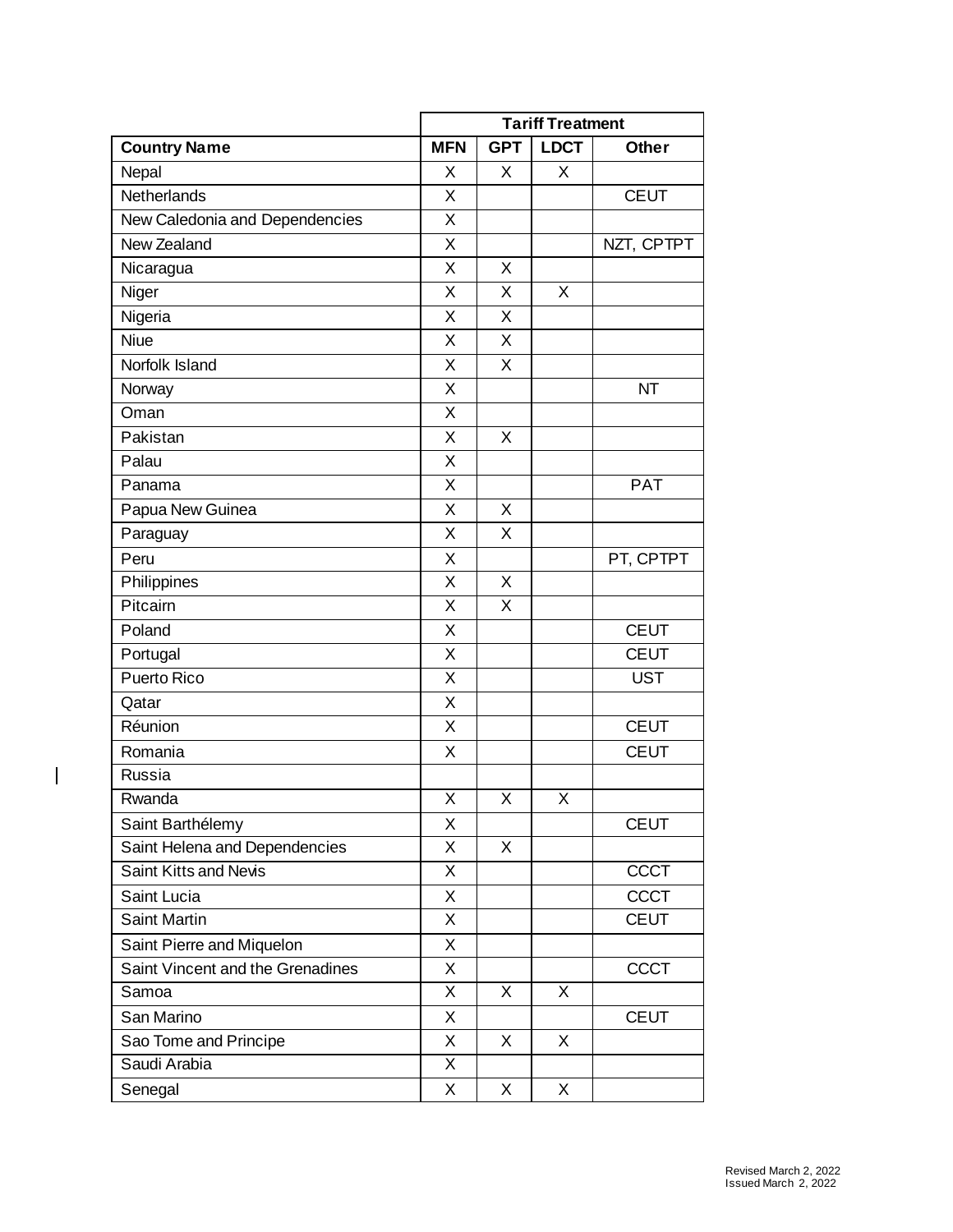| Country Name | Tariff Treatment | | | |
|---|---|---|---|---|
| | MFN | GPT | LDCT | Other |
| Nepal | X | X | X | |
| Netherlands | X | | | CEUT |
| New Caledonia and Dependencies | X | | | |
| New Zealand | X | | | NZT, CPTPT |
| Nicaragua | X | X | | |
| Niger | X | X | X | |
| Nigeria | X | X | | |
| Niue | X | X | | |
| Norfolk Island | X | X | | |
| Norway | X | | | NT |
| Oman | X | | | |
| Pakistan | X | X | | |
| Palau | X | | | |
| Panama | X | | | PAT |
| Papua New Guinea | X | X | | |
| Paraguay | X | X | | |
| Peru | X | | | PT, CPTPT |
| Philippines | X | X | | |
| Pitcairn | X | X | | |
| Poland | X | | | CEUT |
| Portugal | X | | | CEUT |
| Puerto Rico | X | | | UST |
| Qatar | X | | | |
| Réunion | X | | | CEUT |
| Romania | X | | | CEUT |
| Russia | | | | |
| Rwanda | X | X | X | |
| Saint Barthélemy | X | | | CEUT |
| Saint Helena and Dependencies | X | X | | |
| Saint Kitts and Nevis | X | | | CCCT |
| Saint Lucia | X | | | CCCT |
| Saint Martin | X | | | CEUT |
| Saint Pierre and Miquelon | X | | | |
| Saint Vincent and the Grenadines | X | | | CCCT |
| Samoa | X | X | X | |
| San Marino | X | | | CEUT |
| Sao Tome and Principe | X | X | X | |
| Saudi Arabia | X | | | |
| Senegal | X | X | X | |

Revised March 2, 2022
Issued March 2, 2022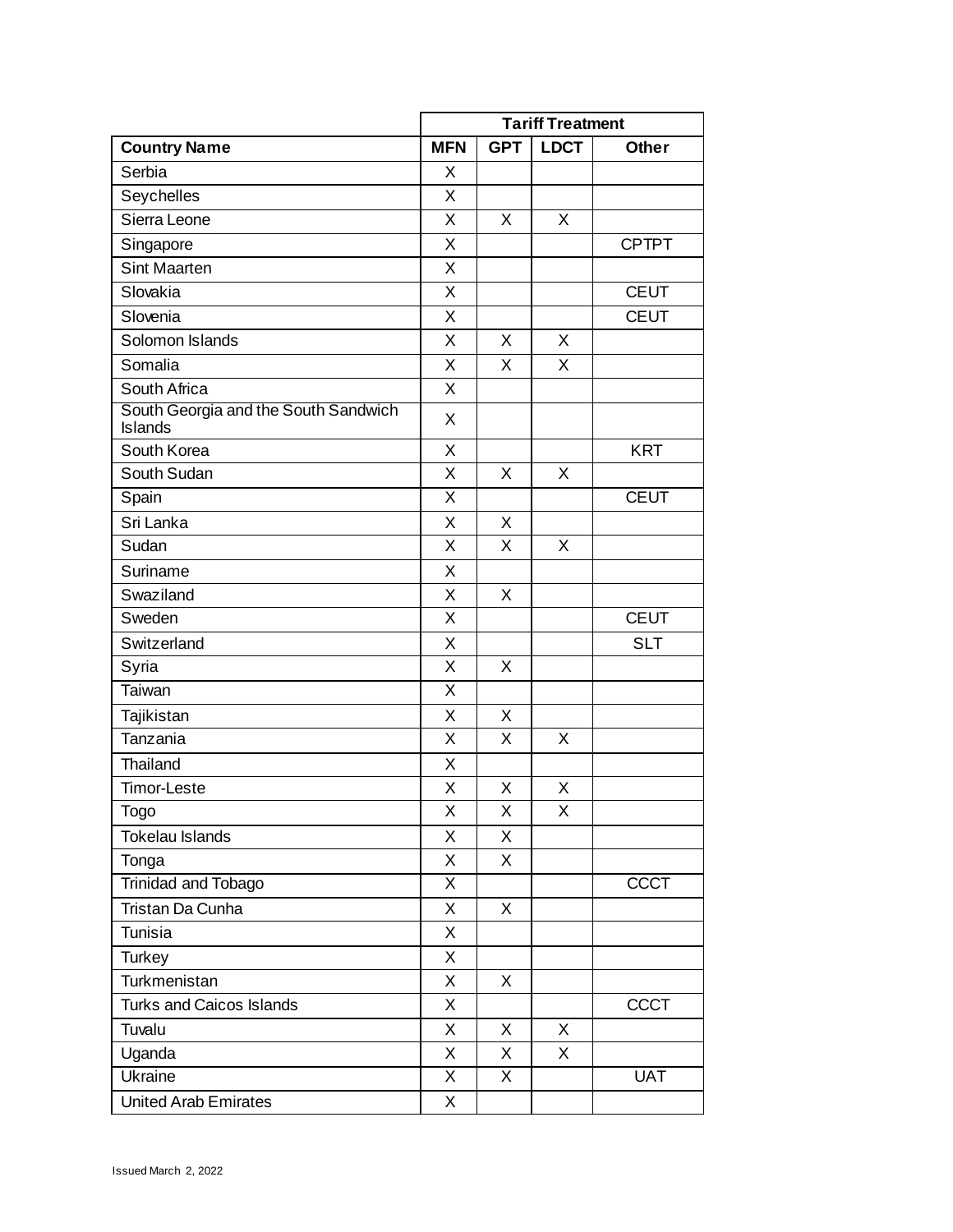| | Tariff Treatment | | | |
|---|---|---|---|---|
| **Country Name** | **MFN** | **GPT** | **LDCT** | **Other** |
| Serbia | X | | | |
| Seychelles | X | | | |
| Sierra Leone | X | X | X | |
| Singapore | X | | | CPTPT |
| Sint Maarten | X | | | |
| Slovakia | X | | | CEUT |
| Slovenia | X | | | CEUT |
| Solomon Islands | X | X | X | |
| Somalia | X | X | X | |
| South Africa | X | | | |
| South Georgia and the South Sandwich Islands | X | | | |
| South Korea | X | | | KRT |
| South Sudan | X | X | X | |
| Spain | X | | | CEUT |
| Sri Lanka | X | X | | |
| Sudan | X | X | X | |
| Suriname | X | | | |
| Swaziland | X | X | | |
| Sweden | X | | | CEUT |
| Switzerland | X | | | SLT |
| Syria | X | X | | |
| Taiwan | X | | | |
| Tajikistan | X | X | | |
| Tanzania | X | X | X | |
| Thailand | X | | | |
| Timor-Leste | X | X | X | |
| Togo | X | X | X | |
| Tokelau Islands | X | X | | |
| Tonga | X | X | | |
| Trinidad and Tobago | X | | | CCCT |
| Tristan Da Cunha | X | X | | |
| Tunisia | X | | | |
| Turkey | X | | | |
| Turkmenistan | X | X | | |
| Turks and Caicos Islands | X | | | CCCT |
| Tuvalu | X | X | X | |
| Uganda | X | X | X | |
| Ukraine | X | X | | UAT |
| United Arab Emirates | X | | | |

Issued March 2, 2022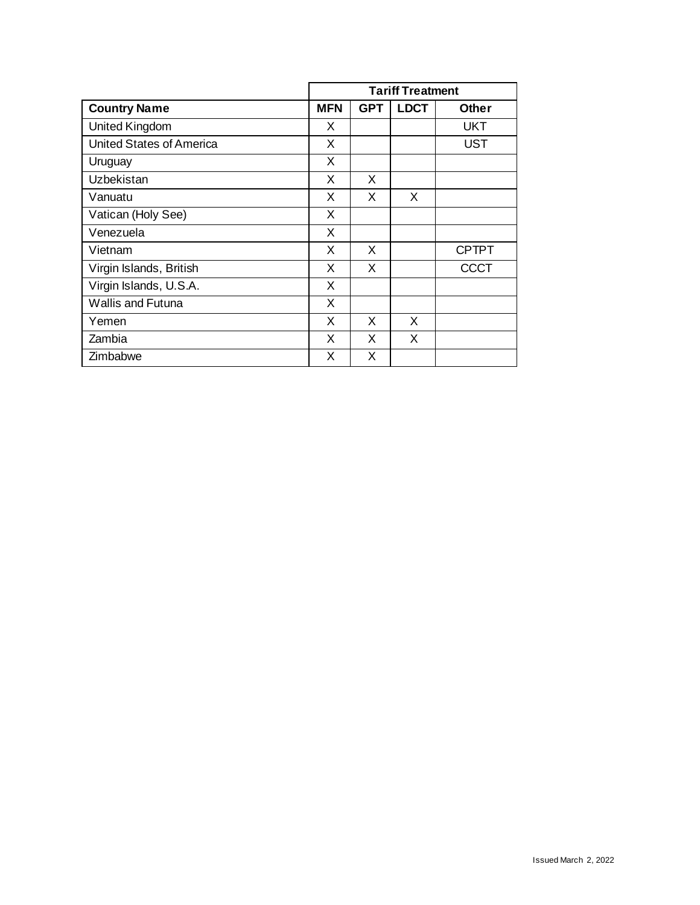| | Tariff Treatment | | | |
|---|---|---|---|---|
| **Country Name** | **MFN** | **GPT** | **LDCT** | **Other** |
| United Kingdom | X | | | UKT |
| United States of America | X | | | UST |
| Uruguay | X | | | |
| Uzbekistan | X | X | | |
| Vanuatu | X | X | X | |
| Vatican (Holy See) | X | | | |
| Venezuela | X | | | |
| Vietnam | X | X | | CPTPT |
| Virgin Islands, British | X | X | | CCCT |
| Virgin Islands, U.S.A. | X | | | |
| Wallis and Futuna | X | | | |
| Yemen | X | X | X | |
| Zambia | X | X | X | |
| Zimbabwe | X | X | | |

Issued March 2, 2022